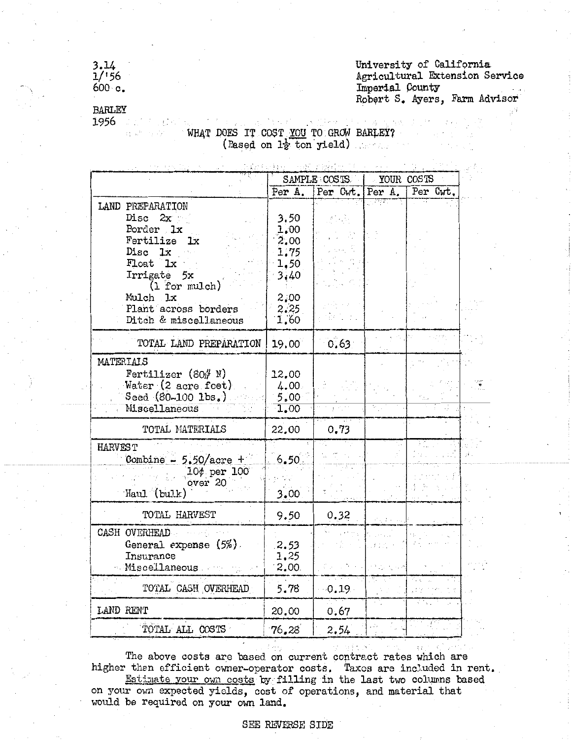3.14
1/'56
600 c.

University of California
Agricultural Extension Service
Imperial County
Robert S. Ayers, Farm Advisor

BARLEY
1956

## WHAT DOES IT COST <u>YOU</u> TO GROW BARLEY?
(Based on 1½ ton yield)

| | SAMPLE COSTS | | YOUR COSTS | |
|---|---|---|---|---|
| | Per A. | Per Cwt. | Per A. | Per Cwt. |
| LAND PREPARATION | | | | |
| Disc 2x | 3.50 | | | |
| Border 1x | 1.00 | | | |
| Fertilize 1x | 2.00 | | | |
| Disc 1x | 1.75 | | | |
| Float 1x | 1.50 | | | |
| Irrigate 5x (1 for mulch) | 3.40 | | | |
| Mulch 1x | 2.00 | | | |
| Plant across borders | 2.25 | | | |
| Ditch & miscellaneous | 1.60 | | | |
| TOTAL LAND PREPARATION | 19.00 | 0.63 | | |
| MATERIALS | | | | |
| Fertilizer (80# N) | 12.00 | | | |
| Water (2 acre feet) | 4.00 | | | |
| Seed (80-100 lbs.) | 5.00 | | | |
| Miscellaneous | 1.00 | | | |
| TOTAL MATERIALS | 22.00 | 0.73 | | |
| HARVEST | | | | |
| Combine - 5.50/acre + 10¢ per 100 over 20 | 6.50 | | | |
| Haul (bulk) | 3.00 | | | |
| TOTAL HARVEST | 9.50 | 0.32 | | |
| CASH OVERHEAD | | | | |
| General expense (5%) | 2.53 | | | |
| Insurance | 1.25 | | | |
| Miscellaneous | 2.00 | | | |
| TOTAL CASH OVERHEAD | 5.78 | 0.19 | | |
| LAND RENT | 20.00 | 0.67 | | |
| TOTAL ALL COSTS | 76.28 | 2.54 | | |

The above costs are based on current contract rates which are higher than efficient owner-operator costs. Taxes are included in rent.

<u>Estimate your own costs</u> by filling in the last two columns based on your own expected yields, cost of operations, and material that would be required on your own land.

SEE REVERSE SIDE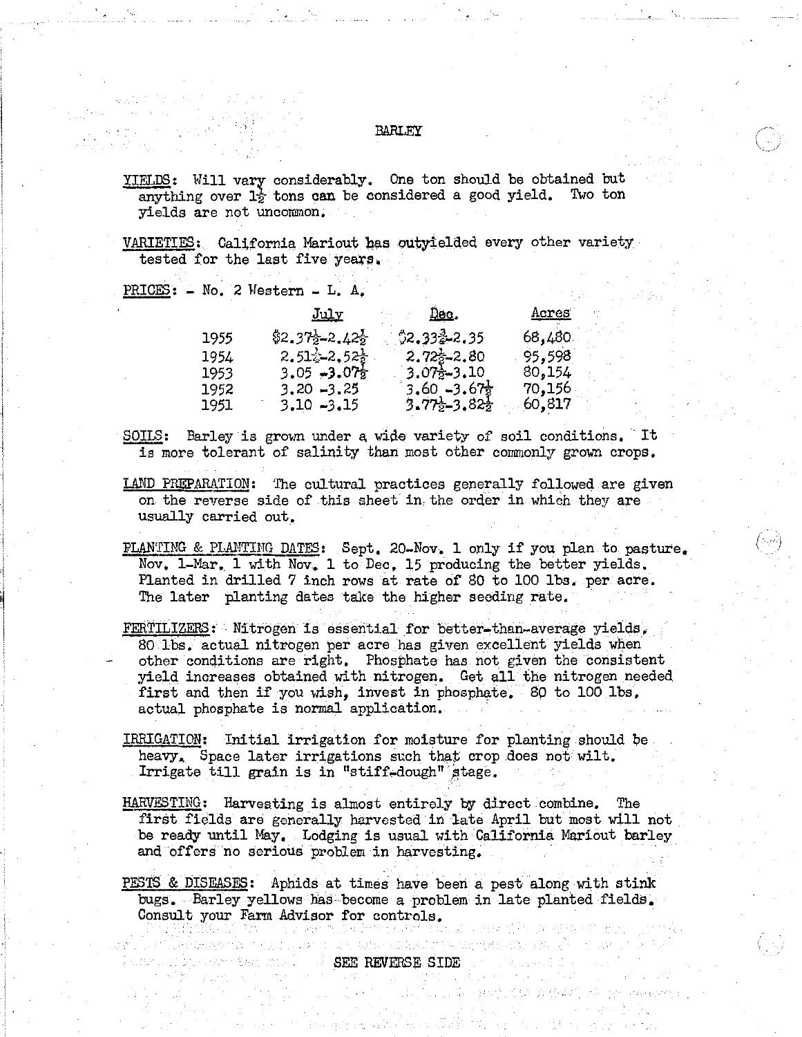# BARLEY

YIELDS: Will vary considerably. One ton should be obtained but anything over 1½ tons can be considered a good yield. Two ton yields are not uncommon.

VARIETIES: California Mariout has outyielded every other variety tested for the last five years.

PRICES: - No. 2 Western - L. A.

| | July | Dec. | Acres |
|---|---|---|---|
| 1955 | $2.37½-2.42½ | $2.33¾-2.35 | 68,480 |
| 1954 | 2.51¼-2.52½ | 2.72½-2.80 | 95,598 |
| 1953 | 3.05 -3.07½ | 3.07½-3.10 | 80,154 |
| 1952 | 3.20 -3.25 | 3.60 -3.67½ | 70,156 |
| 1951 | 3.10 -3.15 | 3.77½-3.82½ | 60,817 |

SOILS: Barley is grown under a wide variety of soil conditions. It is more tolerant of salinity than most other commonly grown crops.

LAND PREPARATION: The cultural practices generally followed are given on the reverse side of this sheet in the order in which they are usually carried out.

PLANTING & PLANTING DATES: Sept. 20-Nov. 1 only if you plan to pasture. Nov. 1-Mar. 1 with Nov. 1 to Dec. 15 producing the better yields. Planted in drilled 7 inch rows at rate of 80 to 100 lbs. per acre. The later planting dates take the higher seeding rate.

FERTILIZERS: Nitrogen is essential for better-than-average yields. 80 lbs. actual nitrogen per acre has given excellent yields when other conditions are right. Phosphate has not given the consistent yield increases obtained with nitrogen. Get all the nitrogen needed first and then if you wish, invest in phosphate. 80 to 100 lbs. actual phosphate is normal application.

IRRIGATION: Initial irrigation for moisture for planting should be heavy. Space later irrigations such that crop does not wilt. Irrigate till grain is in "stiff-dough" stage.

HARVESTING: Harvesting is almost entirely by direct combine. The first fields are generally harvested in late April but most will not be ready until May. Lodging is usual with California Mariout barley and offers no serious problem in harvesting.

PESTS & DISEASES: Aphids at times have been a pest along with stink bugs. Barley yellows has become a problem in late planted fields. Consult your Farm Advisor for controls.

SEE REVERSE SIDE